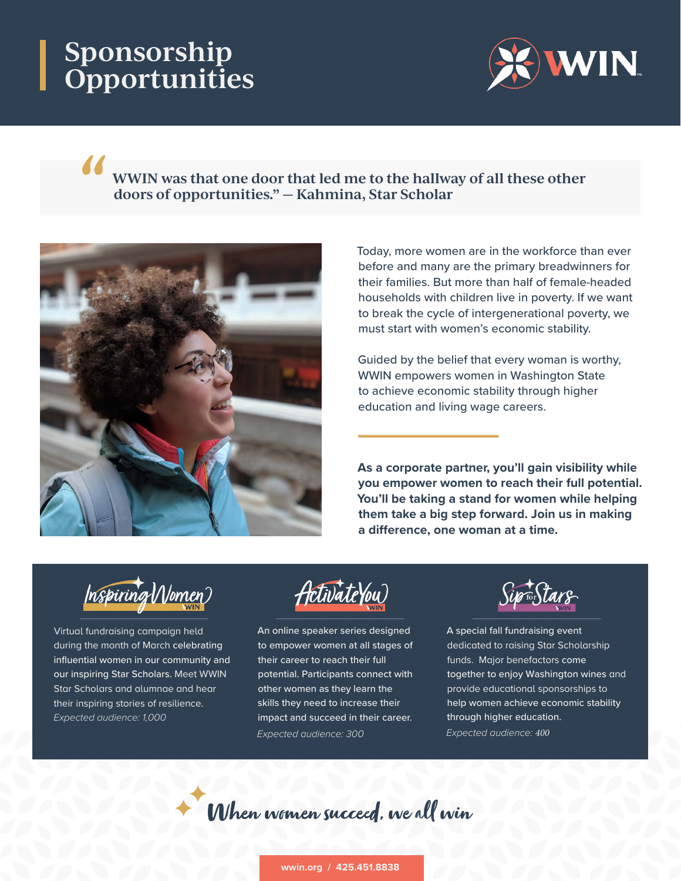# Sponsorship Opportunities

WWIN

> "WWIN was that one door that led me to the hallway of all these other doors of opportunities." — Kahmina, Star Scholar

Today, more women are in the workforce than ever before and many are the primary breadwinners for their families. But more than half of female-headed households with children live in poverty. If we want to break the cycle of intergenerational poverty, we must start with women's economic stability.

Guided by the belief that every woman is worthy, WWIN empowers women in Washington State to achieve economic stability through higher education and living wage careers.

**As a corporate partner, you'll gain visibility while you empower women to reach their full potential. You'll be taking a stand for women while helping them take a big step forward. Join us in making a difference, one woman at a time.**

### Inspiring Women

Virtual fundraising campaign held during the month of March celebrating influential women in our community and our inspiring Star Scholars. Meet WWIN Star Scholars and alumnae and hear their inspiring stories of resilience.

*Expected audience: 1,000*

### Activate You

An online speaker series designed to empower women at all stages of their career to reach their full potential. Participants connect with other women as they learn the skills they need to increase their impact and succeed in their career.

*Expected audience: 300*

### Sip for Stars

A special fall fundraising event dedicated to raising Star Scholarship funds. Major benefactors come together to enjoy Washington wines and provide educational sponsorships to help women achieve economic stability through higher education.

*Expected audience: 400*

*When women succeed, we all win*

wwin.org / 425.451.8838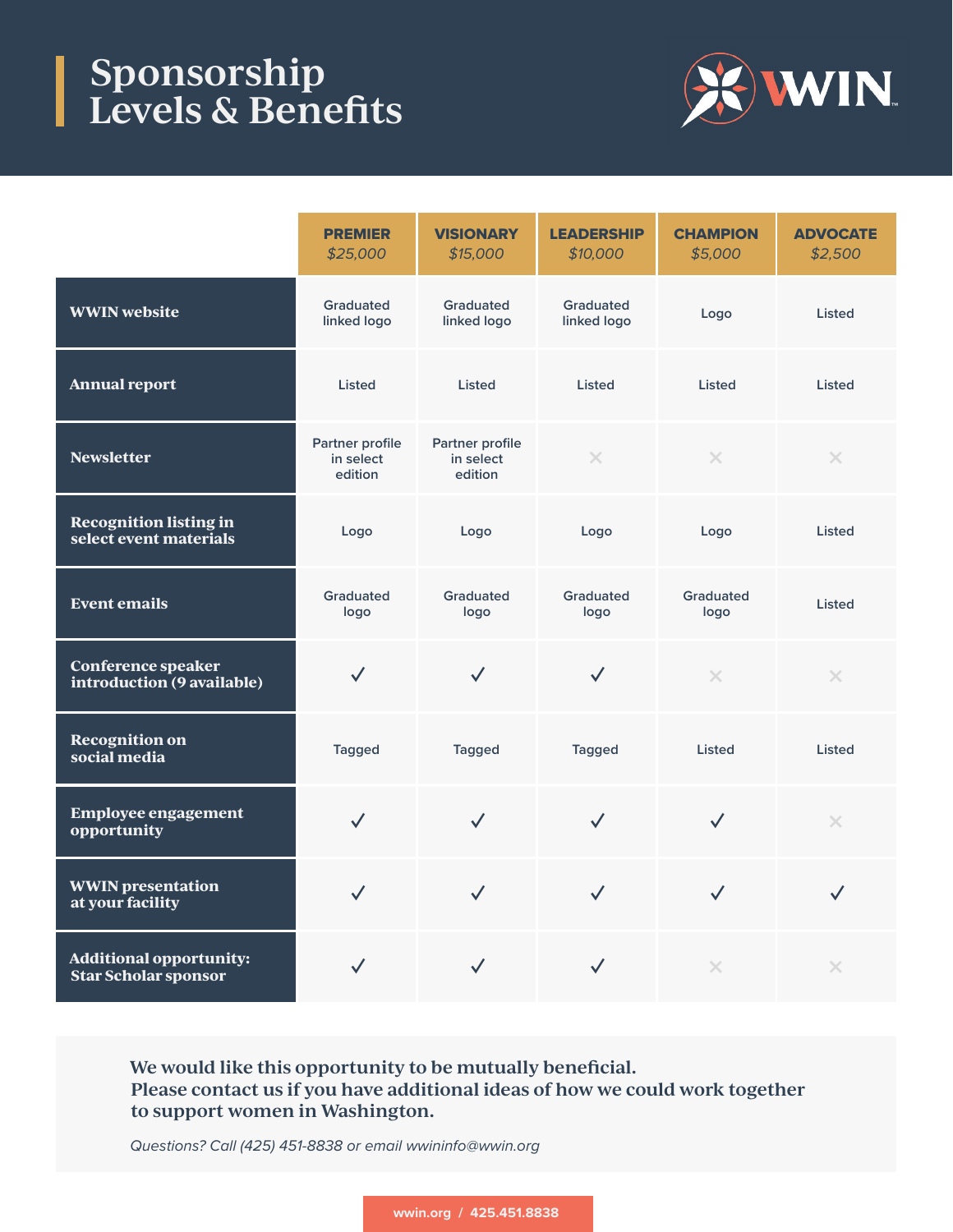# Sponsorship Levels & Benefits

WWIN

| | PREMIER $25,000 | VISIONARY $15,000 | LEADERSHIP $10,000 | CHAMPION $5,000 | ADVOCATE $2,500 |
|---|---|---|---|---|---|
| **WWIN website** | Graduated linked logo | Graduated linked logo | Graduated linked logo | Logo | Listed |
| **Annual report** | Listed | Listed | Listed | Listed | Listed |
| **Newsletter** | Partner profile in select edition | Partner profile in select edition | ✕ | ✕ | ✕ |
| **Recognition listing in select event materials** | Logo | Logo | Logo | Logo | Listed |
| **Event emails** | Graduated logo | Graduated logo | Graduated logo | Graduated logo | Listed |
| **Conference speaker introduction (9 available)** | ✓ | ✓ | ✓ | ✕ | ✕ |
| **Recognition on social media** | Tagged | Tagged | Tagged | Listed | Listed |
| **Employee engagement opportunity** | ✓ | ✓ | ✓ | ✓ | ✕ |
| **WWIN presentation at your facility** | ✓ | ✓ | ✓ | ✓ | ✓ |
| **Additional opportunity: Star Scholar sponsor** | ✓ | ✓ | ✓ | ✕ | ✕ |

**We would like this opportunity to be mutually beneficial. Please contact us if you have additional ideas of how we could work together to support women in Washington.**

*Questions? Call (425) 451-8838 or email wwininfo@wwin.org*

wwin.org / 425.451.8838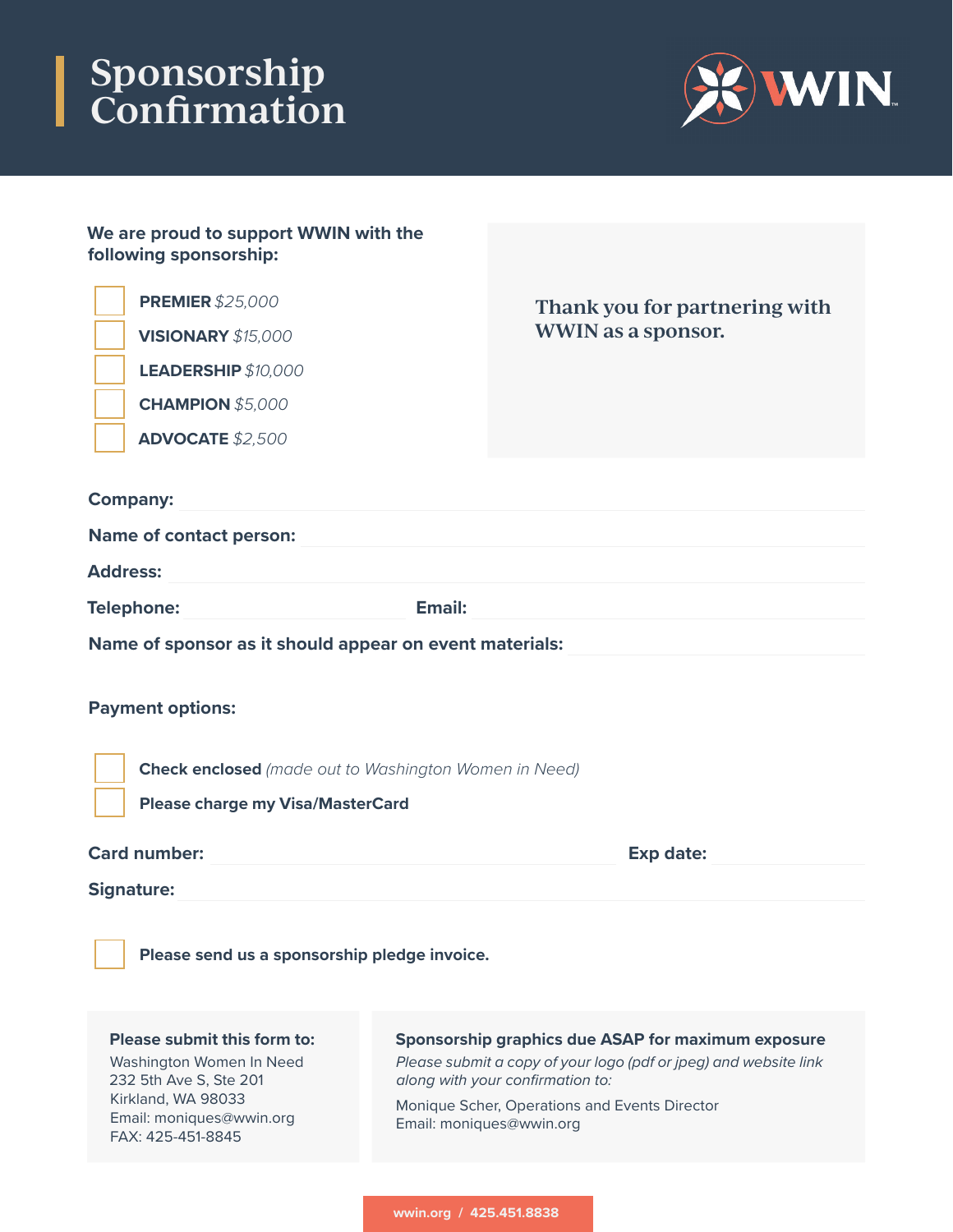# Sponsorship Confirmation

WWIN

**We are proud to support WWIN with the following sponsorship:**

- [ ] **PREMIER** *$25,000*
- [ ] **VISIONARY** *$15,000*
- [ ] **LEADERSHIP** *$10,000*
- [ ] **CHAMPION** *$5,000*
- [ ] **ADVOCATE** *$2,500*

**Thank you for partnering with WWIN as a sponsor.**

**Company:** ______________________________

**Name of contact person:** ______________________________

**Address:** ______________________________

**Telephone:** ____________________ **Email:** ____________________

**Name of sponsor as it should appear on event materials:** ______________________________

**Payment options:**

- [ ] **Check enclosed** *(made out to Washington Women in Need)*
- [ ] **Please charge my Visa/MasterCard**

**Card number:** ____________________ **Exp date:** __________

**Signature:** ______________________________

- [ ] **Please send us a sponsorship pledge invoice.**

**Please submit this form to:**

Washington Women In Need
232 5th Ave S, Ste 201
Kirkland, WA 98033
Email: moniques@wwin.org
FAX: 425-451-8845

**Sponsorship graphics due ASAP for maximum exposure**

*Please submit a copy of your logo (pdf or jpeg) and website link along with your confirmation to:*

Monique Scher, Operations and Events Director
Email: moniques@wwin.org

wwin.org / 425.451.8838